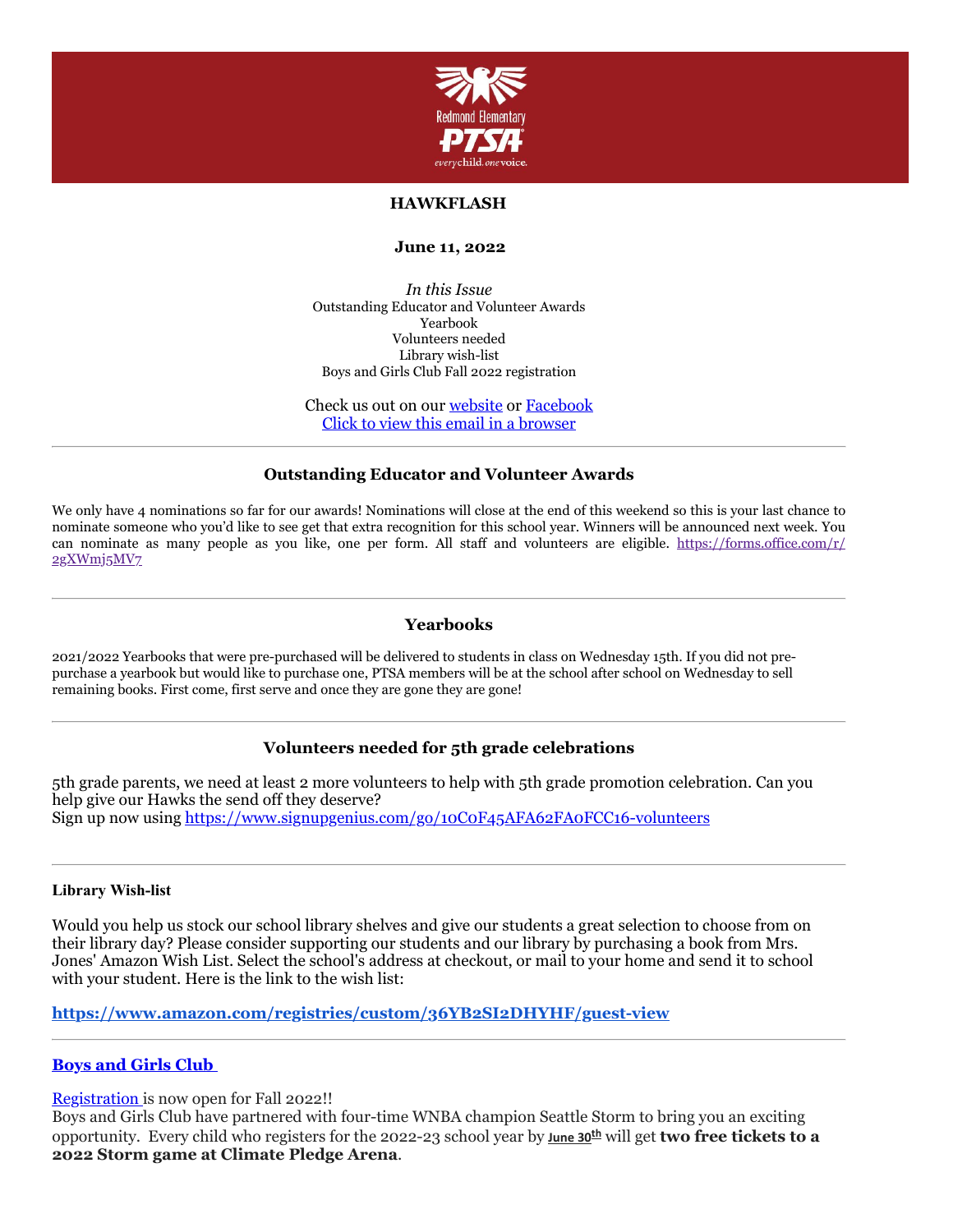Redmond Elementary PTSA

every child. one voice.

**HAWKFLASH**

**June 11, 2022**

*In this Issue*
Outstanding Educator and Volunteer Awards
Yearbook
Volunteers needed
Library wish-list
Boys and Girls Club Fall 2022 registration

Check us out on our website or Facebook
Click to view this email in a browser

---

## Outstanding Educator and Volunteer Awards

We only have 4 nominations so far for our awards! Nominations will close at the end of this weekend so this is your last chance to nominate someone who you'd like to see get that extra recognition for this school year. Winners will be announced next week. You can nominate as many people as you like, one per form. All staff and volunteers are eligible. https://forms.office.com/r/2gXWmj5MV7

---

## Yearbooks

2021/2022 Yearbooks that were pre-purchased will be delivered to students in class on Wednesday 15th. If you did not pre-purchase a yearbook but would like to purchase one, PTSA members will be at the school after school on Wednesday to sell remaining books. First come, first serve and once they are gone they are gone!

---

## Volunteers needed for 5th grade celebrations

5th grade parents, we need at least 2 more volunteers to help with 5th grade promotion celebration. Can you help give our Hawks the send off they deserve?
Sign up now using https://www.signupgenius.com/go/10C0F45AFA62FA0FCC16-volunteers

---

### Library Wish-list

Would you help us stock our school library shelves and give our students a great selection to choose from on their library day? Please consider supporting our students and our library by purchasing a book from Mrs. Jones' Amazon Wish List. Select the school's address at checkout, or mail to your home and send it to school with your student. Here is the link to the wish list:

**https://www.amazon.com/registries/custom/36YB2SI2DHYHF/guest-view**

---

### Boys and Girls Club

Registration is now open for Fall 2022!!
Boys and Girls Club have partnered with four-time WNBA champion Seattle Storm to bring you an exciting opportunity. Every child who registers for the 2022-23 school year by **June 30th** will get **two free tickets to a 2022 Storm game at Climate Pledge Arena**.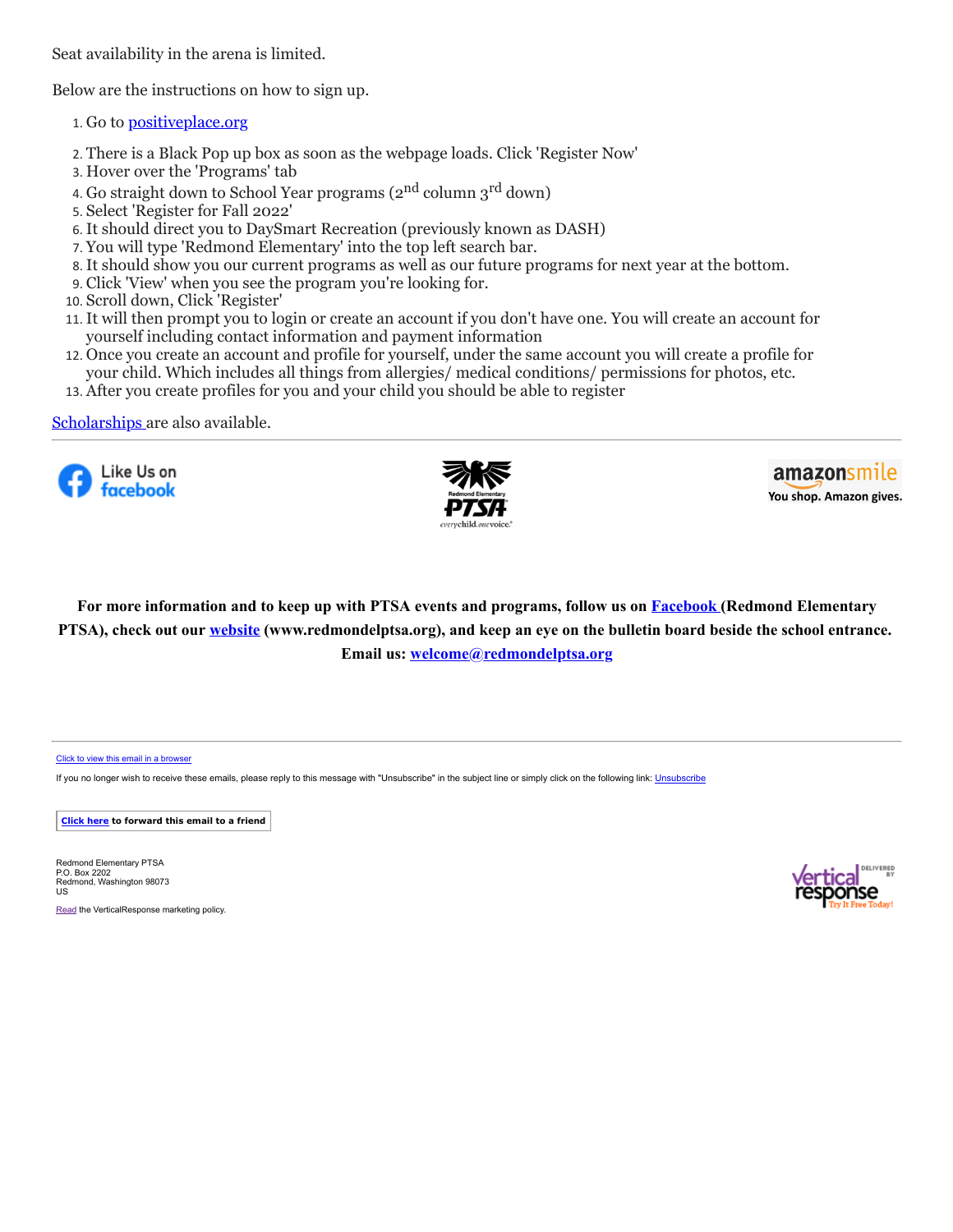Seat availability in the arena is limited.

Below are the instructions on how to sign up.

1. Go to positiveplace.org
2. There is a Black Pop up box as soon as the webpage loads. Click 'Register Now'
3. Hover over the 'Programs' tab
4. Go straight down to School Year programs (2nd column 3rd down)
5. Select 'Register for Fall 2022'
6. It should direct you to DaySmart Recreation (previously known as DASH)
7. You will type 'Redmond Elementary' into the top left search bar.
8. It should show you our current programs as well as our future programs for next year at the bottom.
9. Click 'View' when you see the program you're looking for.
10. Scroll down, Click 'Register'
11. It will then prompt you to login or create an account if you don't have one. You will create an account for yourself including contact information and payment information
12. Once you create an account and profile for yourself, under the same account you will create a profile for your child. Which includes all things from allergies/ medical conditions/ permissions for photos, etc.
13. After you create profiles for you and your child you should be able to register

Scholarships are also available.

---

Like Us on facebook

Redmond Elementary PTSA everychild.onevoice.

amazonsmile You shop. Amazon gives.

**For more information and to keep up with PTSA events and programs, follow us on Facebook (Redmond Elementary PTSA), check out our website (www.redmondelptsa.org), and keep an eye on the bulletin board beside the school entrance. Email us: welcome@redmondelptsa.org**

---

Click to view this email in a browser

If you no longer wish to receive these emails, please reply to this message with "Unsubscribe" in the subject line or simply click on the following link: Unsubscribe

**Click here to forward this email to a friend**

Redmond Elementary PTSA
P.O. Box 2202
Redmond, Washington 98073
US

Read the VerticalResponse marketing policy.

Delivered by VerticalResponse — Try It Free Today!